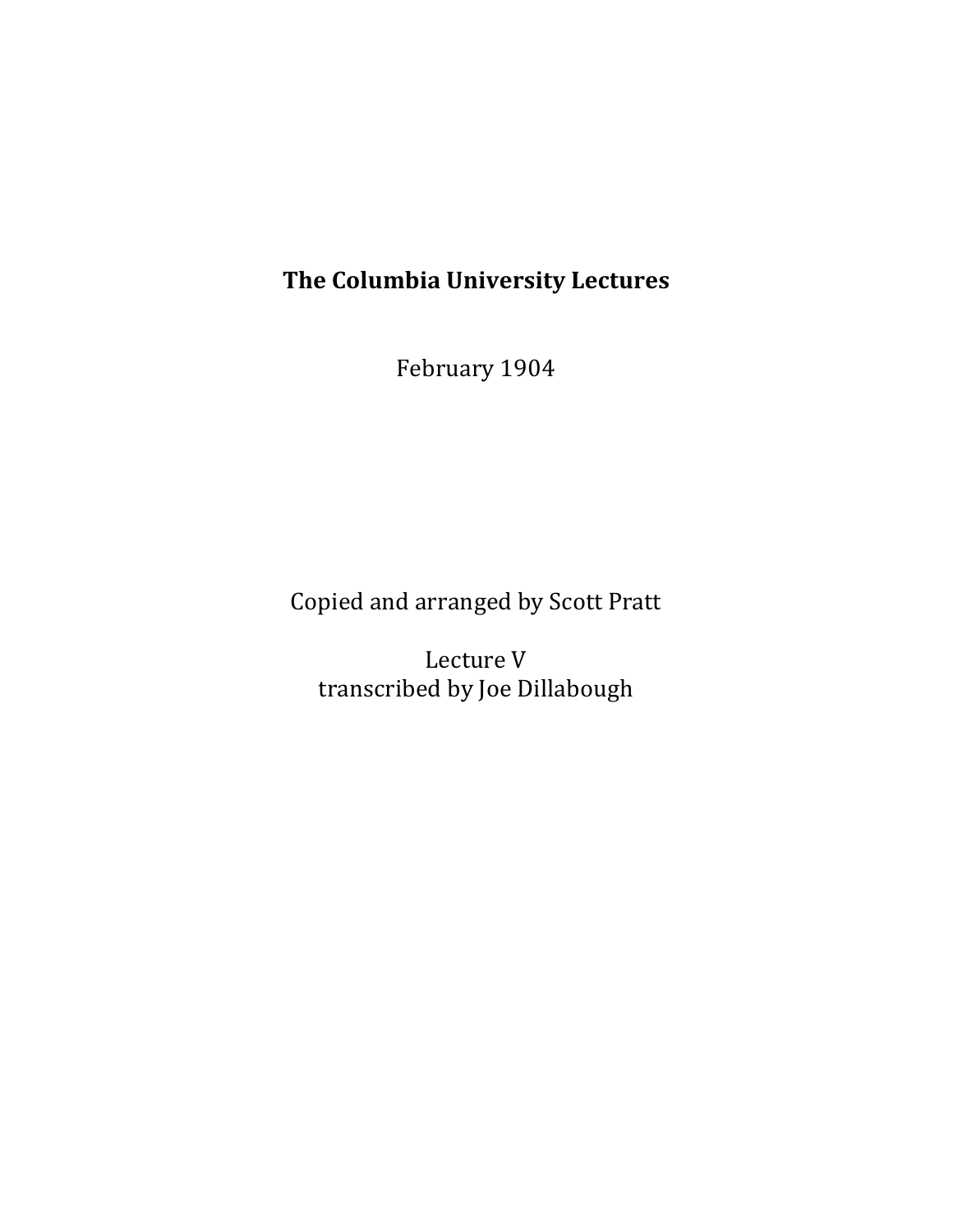**The Columbia University Lectures**

February 1904

Copied and arranged by Scott Pratt

Lecture V
transcribed by Joe Dillabough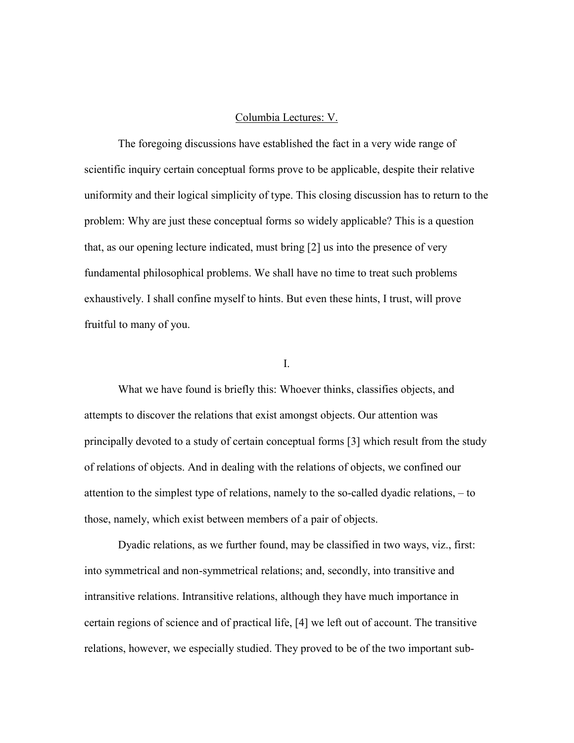<u>Columbia Lectures: V.</u>

The foregoing discussions have established the fact in a very wide range of scientific inquiry certain conceptual forms prove to be applicable, despite their relative uniformity and their logical simplicity of type. This closing discussion has to return to the problem: Why are just these conceptual forms so widely applicable? This is a question that, as our opening lecture indicated, must bring [2] us into the presence of very fundamental philosophical problems. We shall have no time to treat such problems exhaustively. I shall confine myself to hints. But even these hints, I trust, will prove fruitful to many of you.

I.

What we have found is briefly this: Whoever thinks, classifies objects, and attempts to discover the relations that exist amongst objects. Our attention was principally devoted to a study of certain conceptual forms [3] which result from the study of relations of objects. And in dealing with the relations of objects, we confined our attention to the simplest type of relations, namely to the so-called dyadic relations, – to those, namely, which exist between members of a pair of objects.

Dyadic relations, as we further found, may be classified in two ways, viz., first: into symmetrical and non-symmetrical relations; and, secondly, into transitive and intransitive relations. Intransitive relations, although they have much importance in certain regions of science and of practical life, [4] we left out of account. The transitive relations, however, we especially studied. They proved to be of the two important sub-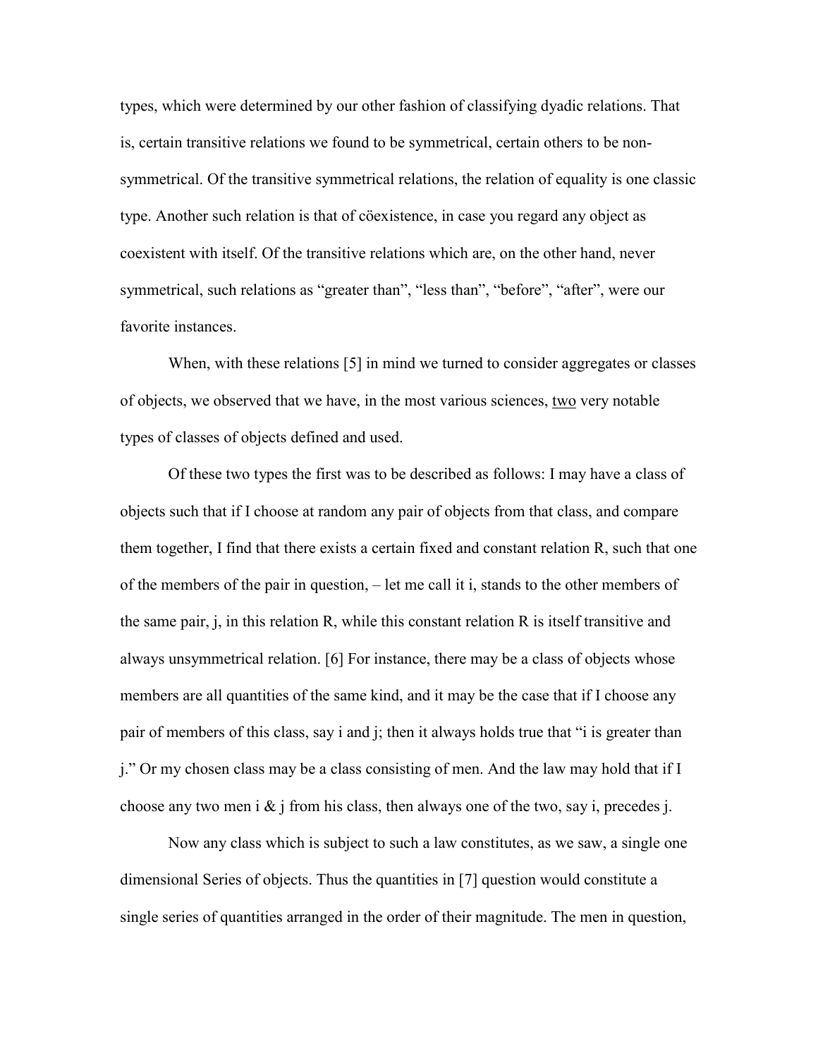types, which were determined by our other fashion of classifying dyadic relations. That is, certain transitive relations we found to be symmetrical, certain others to be non-symmetrical. Of the transitive symmetrical relations, the relation of equality is one classic type. Another such relation is that of cöexistence, in case you regard any object as coexistent with itself. Of the transitive relations which are, on the other hand, never symmetrical, such relations as "greater than", "less than", "before", "after", were our favorite instances.

When, with these relations [5] in mind we turned to consider aggregates or classes of objects, we observed that we have, in the most various sciences, <u>two</u> very notable types of classes of objects defined and used.

Of these two types the first was to be described as follows: I may have a class of objects such that if I choose at random any pair of objects from that class, and compare them together, I find that there exists a certain fixed and constant relation R, such that one of the members of the pair in question, – let me call it i, stands to the other members of the same pair, j, in this relation R, while this constant relation R is itself transitive and always unsymmetrical relation. [6] For instance, there may be a class of objects whose members are all quantities of the same kind, and it may be the case that if I choose any pair of members of this class, say i and j; then it always holds true that "i is greater than j." Or my chosen class may be a class consisting of men. And the law may hold that if I choose any two men i & j from his class, then always one of the two, say i, precedes j.

Now any class which is subject to such a law constitutes, as we saw, a single one dimensional Series of objects. Thus the quantities in [7] question would constitute a single series of quantities arranged in the order of their magnitude. The men in question,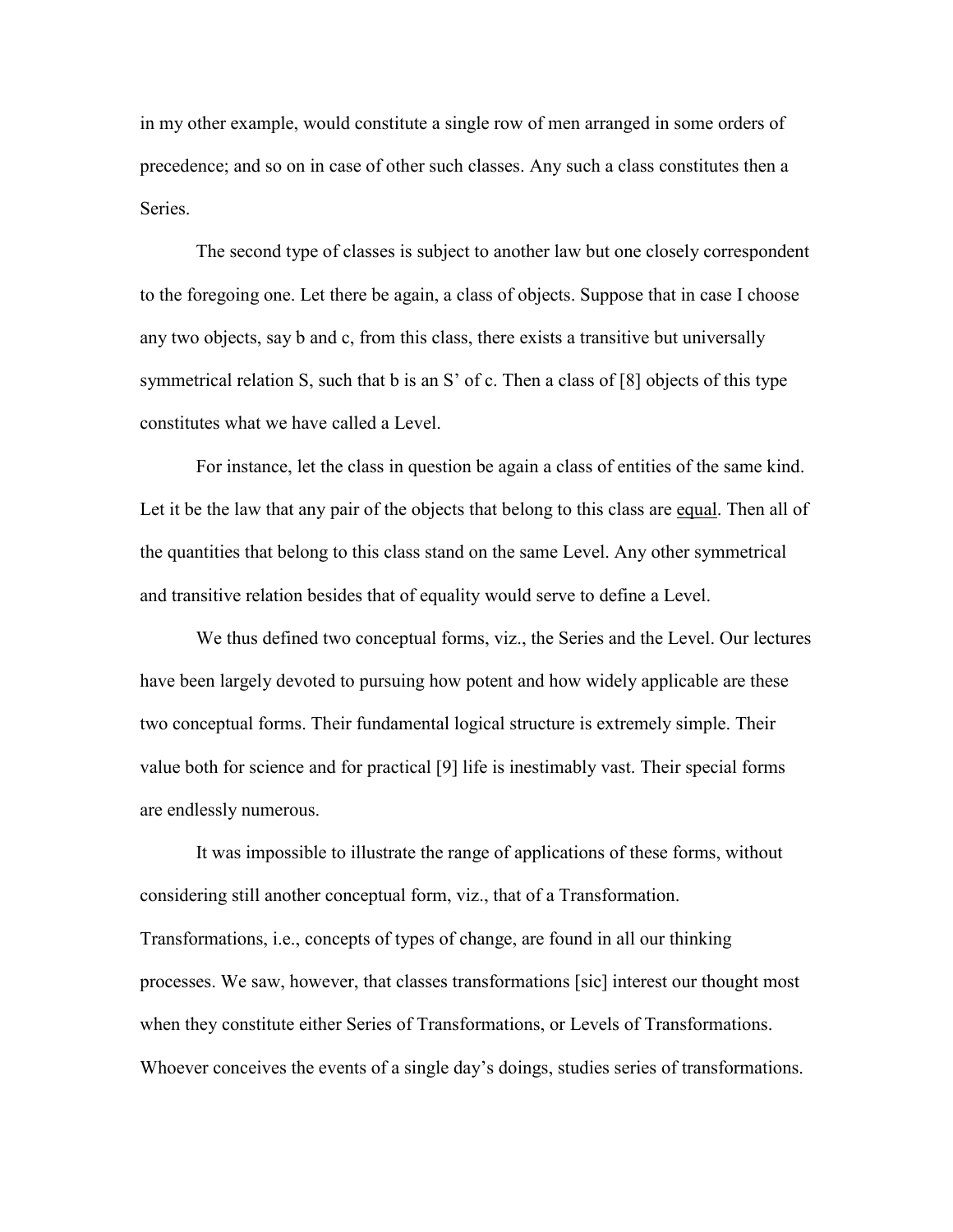in my other example, would constitute a single row of men arranged in some orders of precedence; and so on in case of other such classes. Any such a class constitutes then a Series.

The second type of classes is subject to another law but one closely correspondent to the foregoing one. Let there be again, a class of objects. Suppose that in case I choose any two objects, say b and c, from this class, there exists a transitive but universally symmetrical relation S, such that b is an S' of c. Then a class of [8] objects of this type constitutes what we have called a Level.

For instance, let the class in question be again a class of entities of the same kind. Let it be the law that any pair of the objects that belong to this class are <u>equal</u>. Then all of the quantities that belong to this class stand on the same Level. Any other symmetrical and transitive relation besides that of equality would serve to define a Level.

We thus defined two conceptual forms, viz., the Series and the Level. Our lectures have been largely devoted to pursuing how potent and how widely applicable are these two conceptual forms. Their fundamental logical structure is extremely simple. Their value both for science and for practical [9] life is inestimably vast. Their special forms are endlessly numerous.

It was impossible to illustrate the range of applications of these forms, without considering still another conceptual form, viz., that of a Transformation. Transformations, i.e., concepts of types of change, are found in all our thinking processes. We saw, however, that classes transformations [sic] interest our thought most when they constitute either Series of Transformations, or Levels of Transformations. Whoever conceives the events of a single day's doings, studies series of transformations.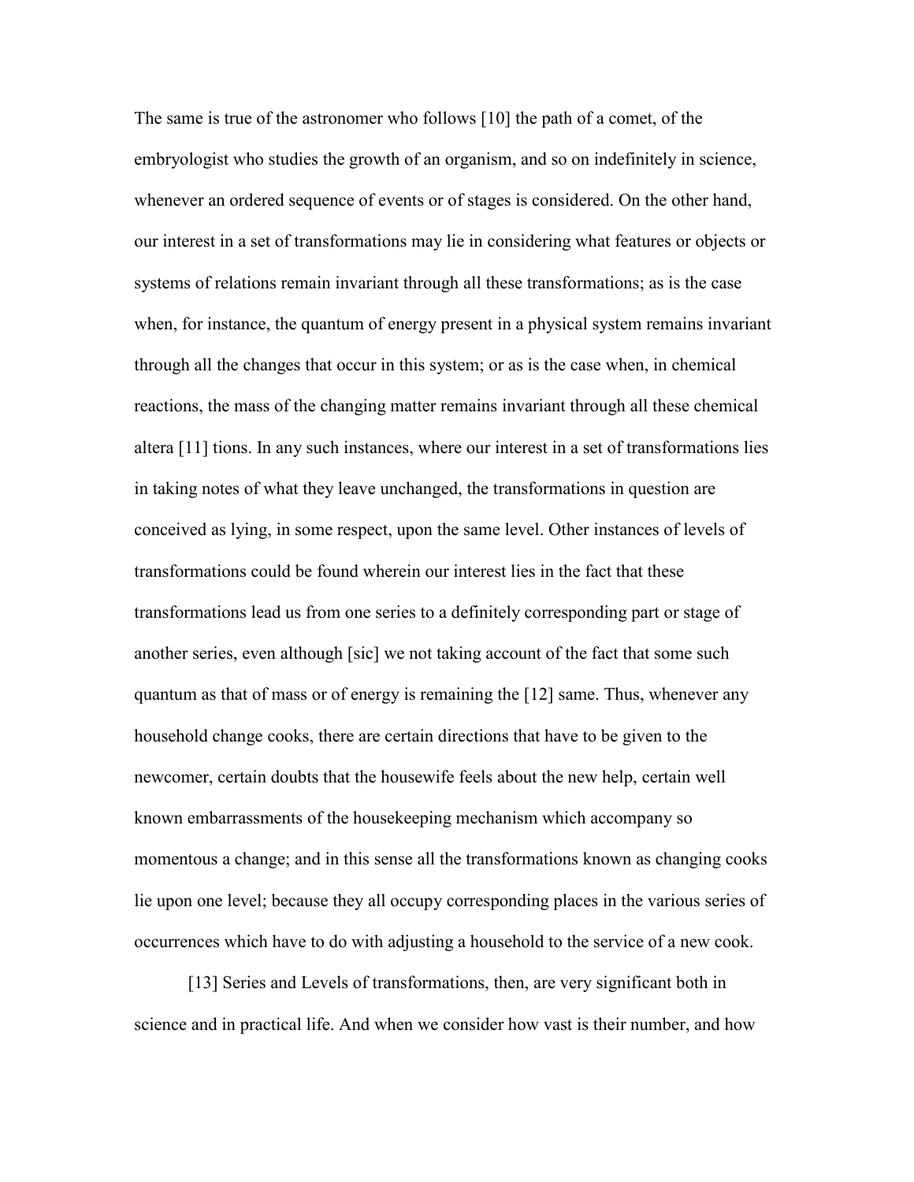The same is true of the astronomer who follows [10] the path of a comet, of the embryologist who studies the growth of an organism, and so on indefinitely in science, whenever an ordered sequence of events or of stages is considered. On the other hand, our interest in a set of transformations may lie in considering what features or objects or systems of relations remain invariant through all these transformations; as is the case when, for instance, the quantum of energy present in a physical system remains invariant through all the changes that occur in this system; or as is the case when, in chemical reactions, the mass of the changing matter remains invariant through all these chemical altera [11] tions. In any such instances, where our interest in a set of transformations lies in taking notes of what they leave unchanged, the transformations in question are conceived as lying, in some respect, upon the same level. Other instances of levels of transformations could be found wherein our interest lies in the fact that these transformations lead us from one series to a definitely corresponding part or stage of another series, even although [sic] we not taking account of the fact that some such quantum as that of mass or of energy is remaining the [12] same. Thus, whenever any household change cooks, there are certain directions that have to be given to the newcomer, certain doubts that the housewife feels about the new help, certain well known embarrassments of the housekeeping mechanism which accompany so momentous a change; and in this sense all the transformations known as changing cooks lie upon one level; because they all occupy corresponding places in the various series of occurrences which have to do with adjusting a household to the service of a new cook.

[13] Series and Levels of transformations, then, are very significant both in science and in practical life. And when we consider how vast is their number, and how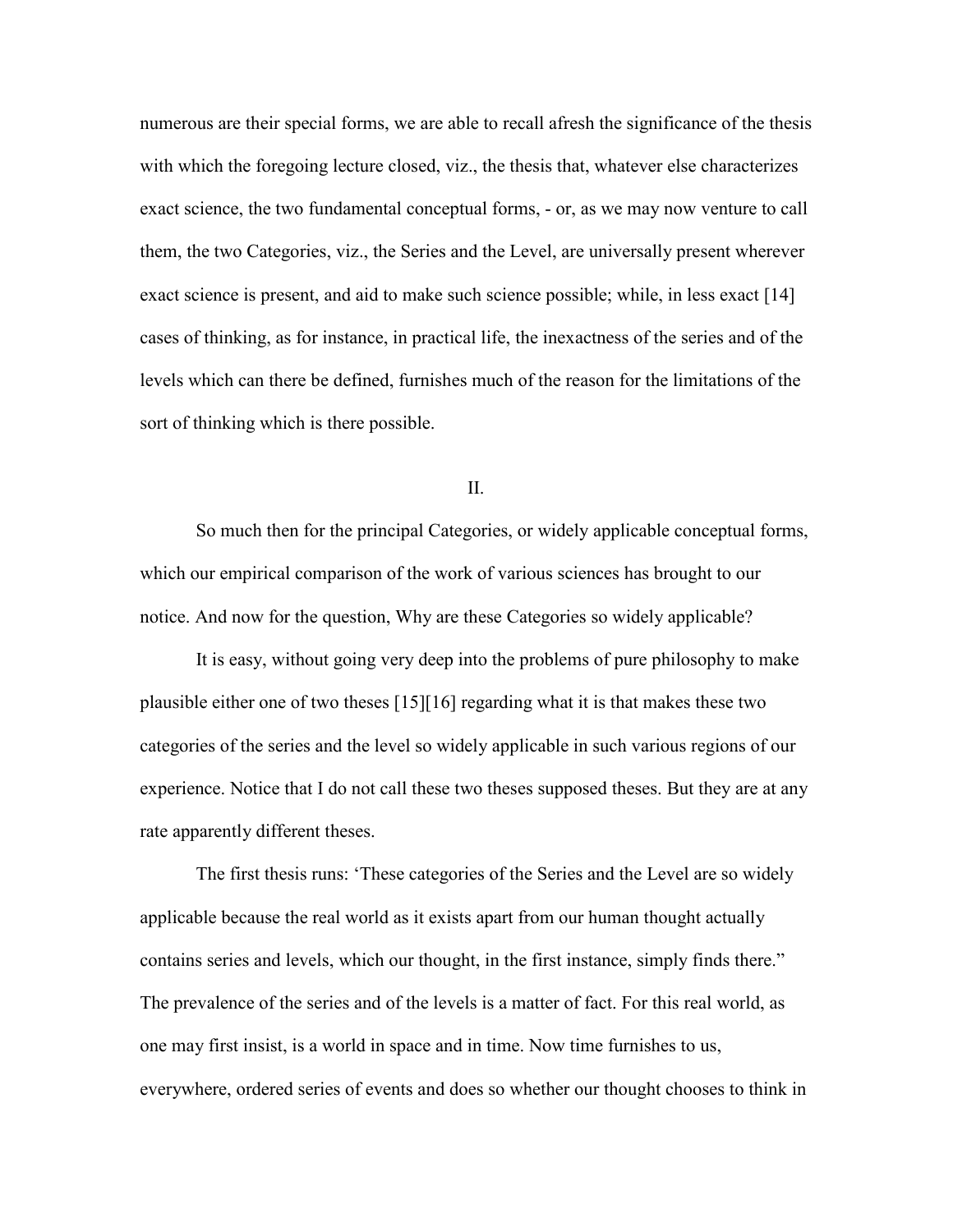numerous are their special forms, we are able to recall afresh the significance of the thesis with which the foregoing lecture closed, viz., the thesis that, whatever else characterizes exact science, the two fundamental conceptual forms, - or, as we may now venture to call them, the two Categories, viz., the Series and the Level, are universally present wherever exact science is present, and aid to make such science possible; while, in less exact [14] cases of thinking, as for instance, in practical life, the inexactness of the series and of the levels which can there be defined, furnishes much of the reason for the limitations of the sort of thinking which is there possible.

## II.

So much then for the principal Categories, or widely applicable conceptual forms, which our empirical comparison of the work of various sciences has brought to our notice. And now for the question, Why are these Categories so widely applicable?

It is easy, without going very deep into the problems of pure philosophy to make plausible either one of two theses [15][16] regarding what it is that makes these two categories of the series and the level so widely applicable in such various regions of our experience. Notice that I do not call these two theses supposed theses. But they are at any rate apparently different theses.

The first thesis runs: 'These categories of the Series and the Level are so widely applicable because the real world as it exists apart from our human thought actually contains series and levels, which our thought, in the first instance, simply finds there." The prevalence of the series and of the levels is a matter of fact. For this real world, as one may first insist, is a world in space and in time. Now time furnishes to us, everywhere, ordered series of events and does so whether our thought chooses to think in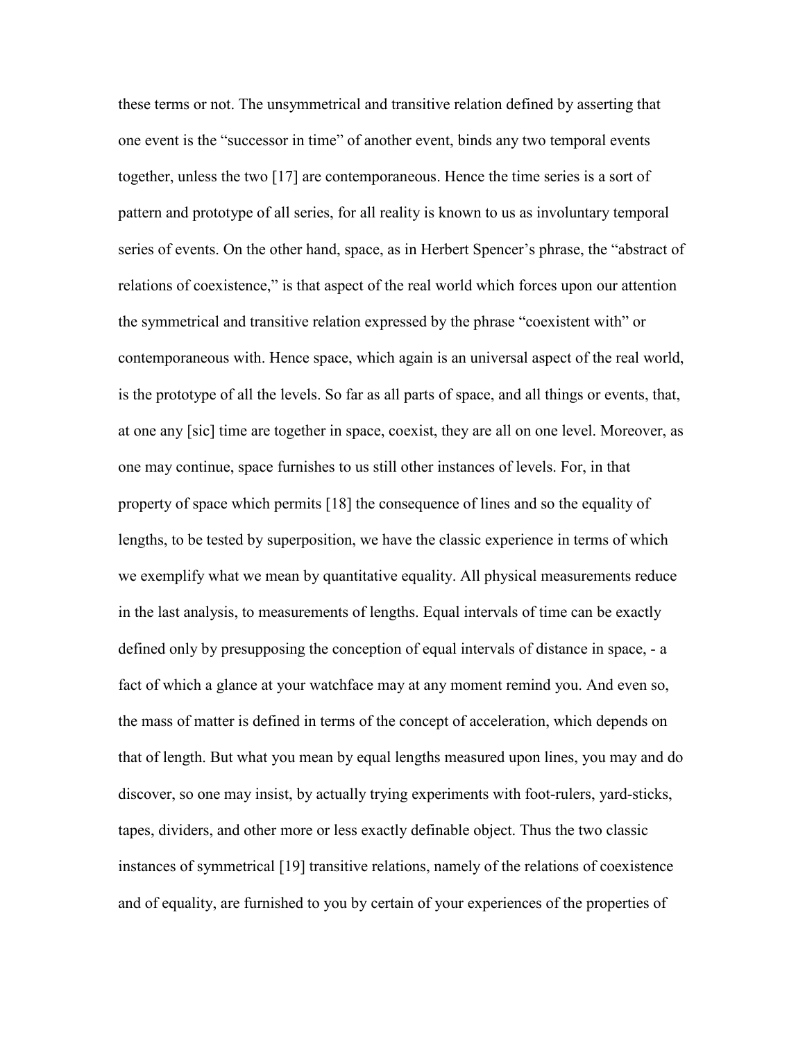these terms or not. The unsymmetrical and transitive relation defined by asserting that one event is the "successor in time" of another event, binds any two temporal events together, unless the two [17] are contemporaneous. Hence the time series is a sort of pattern and prototype of all series, for all reality is known to us as involuntary temporal series of events. On the other hand, space, as in Herbert Spencer's phrase, the "abstract of relations of coexistence," is that aspect of the real world which forces upon our attention the symmetrical and transitive relation expressed by the phrase "coexistent with" or contemporaneous with. Hence space, which again is an universal aspect of the real world, is the prototype of all the levels. So far as all parts of space, and all things or events, that, at one any [sic] time are together in space, coexist, they are all on one level. Moreover, as one may continue, space furnishes to us still other instances of levels. For, in that property of space which permits [18] the consequence of lines and so the equality of lengths, to be tested by superposition, we have the classic experience in terms of which we exemplify what we mean by quantitative equality. All physical measurements reduce in the last analysis, to measurements of lengths. Equal intervals of time can be exactly defined only by presupposing the conception of equal intervals of distance in space, - a fact of which a glance at your watchface may at any moment remind you. And even so, the mass of matter is defined in terms of the concept of acceleration, which depends on that of length. But what you mean by equal lengths measured upon lines, you may and do discover, so one may insist, by actually trying experiments with foot-rulers, yard-sticks, tapes, dividers, and other more or less exactly definable object. Thus the two classic instances of symmetrical [19] transitive relations, namely of the relations of coexistence and of equality, are furnished to you by certain of your experiences of the properties of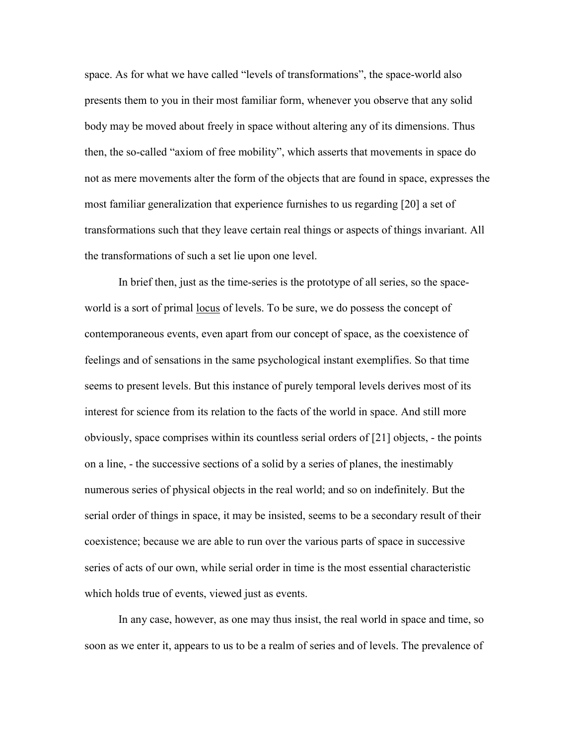space. As for what we have called "levels of transformations", the space-world also presents them to you in their most familiar form, whenever you observe that any solid body may be moved about freely in space without altering any of its dimensions. Thus then, the so-called "axiom of free mobility", which asserts that movements in space do not as mere movements alter the form of the objects that are found in space, expresses the most familiar generalization that experience furnishes to us regarding [20] a set of transformations such that they leave certain real things or aspects of things invariant. All the transformations of such a set lie upon one level.

In brief then, just as the time-series is the prototype of all series, so the space-world is a sort of primal locus of levels. To be sure, we do possess the concept of contemporaneous events, even apart from our concept of space, as the coexistence of feelings and of sensations in the same psychological instant exemplifies. So that time seems to present levels. But this instance of purely temporal levels derives most of its interest for science from its relation to the facts of the world in space. And still more obviously, space comprises within its countless serial orders of [21] objects, - the points on a line, - the successive sections of a solid by a series of planes, the inestimably numerous series of physical objects in the real world; and so on indefinitely. But the serial order of things in space, it may be insisted, seems to be a secondary result of their coexistence; because we are able to run over the various parts of space in successive series of acts of our own, while serial order in time is the most essential characteristic which holds true of events, viewed just as events.

In any case, however, as one may thus insist, the real world in space and time, so soon as we enter it, appears to us to be a realm of series and of levels. The prevalence of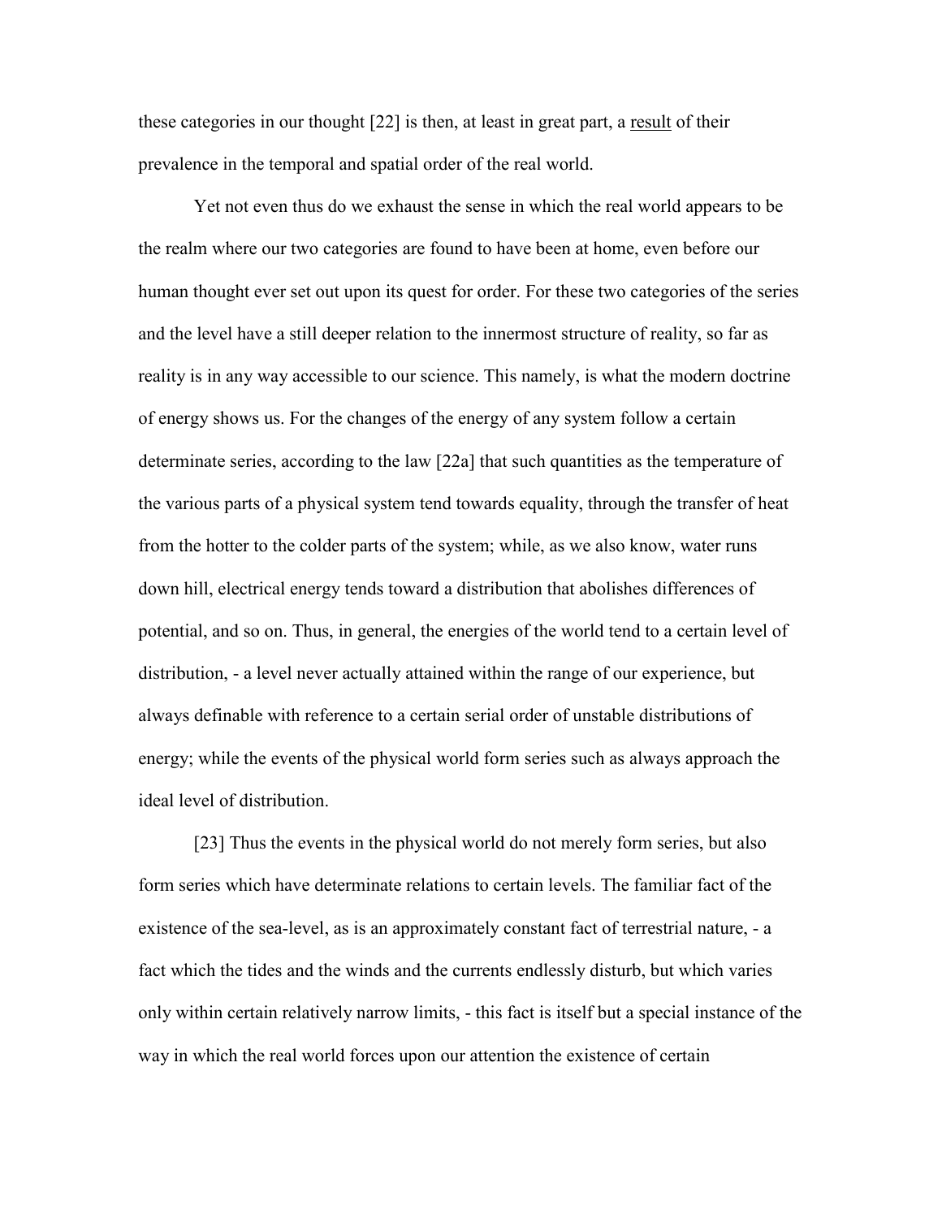these categories in our thought [22] is then, at least in great part, a <u>result</u> of their prevalence in the temporal and spatial order of the real world.

Yet not even thus do we exhaust the sense in which the real world appears to be the realm where our two categories are found to have been at home, even before our human thought ever set out upon its quest for order. For these two categories of the series and the level have a still deeper relation to the innermost structure of reality, so far as reality is in any way accessible to our science. This namely, is what the modern doctrine of energy shows us. For the changes of the energy of any system follow a certain determinate series, according to the law [22a] that such quantities as the temperature of the various parts of a physical system tend towards equality, through the transfer of heat from the hotter to the colder parts of the system; while, as we also know, water runs down hill, electrical energy tends toward a distribution that abolishes differences of potential, and so on. Thus, in general, the energies of the world tend to a certain level of distribution, - a level never actually attained within the range of our experience, but always definable with reference to a certain serial order of unstable distributions of energy; while the events of the physical world form series such as always approach the ideal level of distribution.

[23] Thus the events in the physical world do not merely form series, but also form series which have determinate relations to certain levels. The familiar fact of the existence of the sea-level, as is an approximately constant fact of terrestrial nature, - a fact which the tides and the winds and the currents endlessly disturb, but which varies only within certain relatively narrow limits, - this fact is itself but a special instance of the way in which the real world forces upon our attention the existence of certain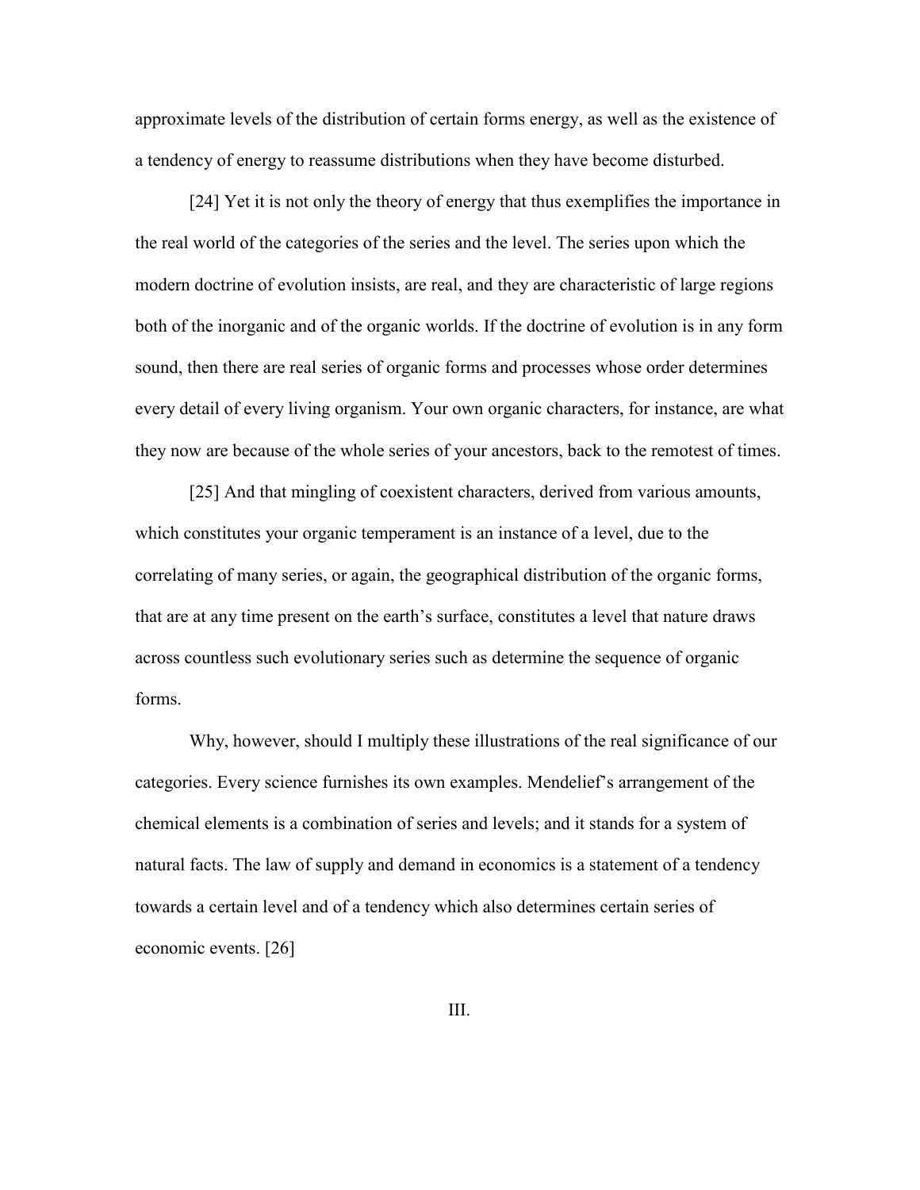approximate levels of the distribution of certain forms energy, as well as the existence of a tendency of energy to reassume distributions when they have become disturbed.

[24] Yet it is not only the theory of energy that thus exemplifies the importance in the real world of the categories of the series and the level. The series upon which the modern doctrine of evolution insists, are real, and they are characteristic of large regions both of the inorganic and of the organic worlds. If the doctrine of evolution is in any form sound, then there are real series of organic forms and processes whose order determines every detail of every living organism. Your own organic characters, for instance, are what they now are because of the whole series of your ancestors, back to the remotest of times.

[25] And that mingling of coexistent characters, derived from various amounts, which constitutes your organic temperament is an instance of a level, due to the correlating of many series, or again, the geographical distribution of the organic forms, that are at any time present on the earth's surface, constitutes a level that nature draws across countless such evolutionary series such as determine the sequence of organic forms.

Why, however, should I multiply these illustrations of the real significance of our categories. Every science furnishes its own examples. Mendelief's arrangement of the chemical elements is a combination of series and levels; and it stands for a system of natural facts. The law of supply and demand in economics is a statement of a tendency towards a certain level and of a tendency which also determines certain series of economic events. [26]

## III.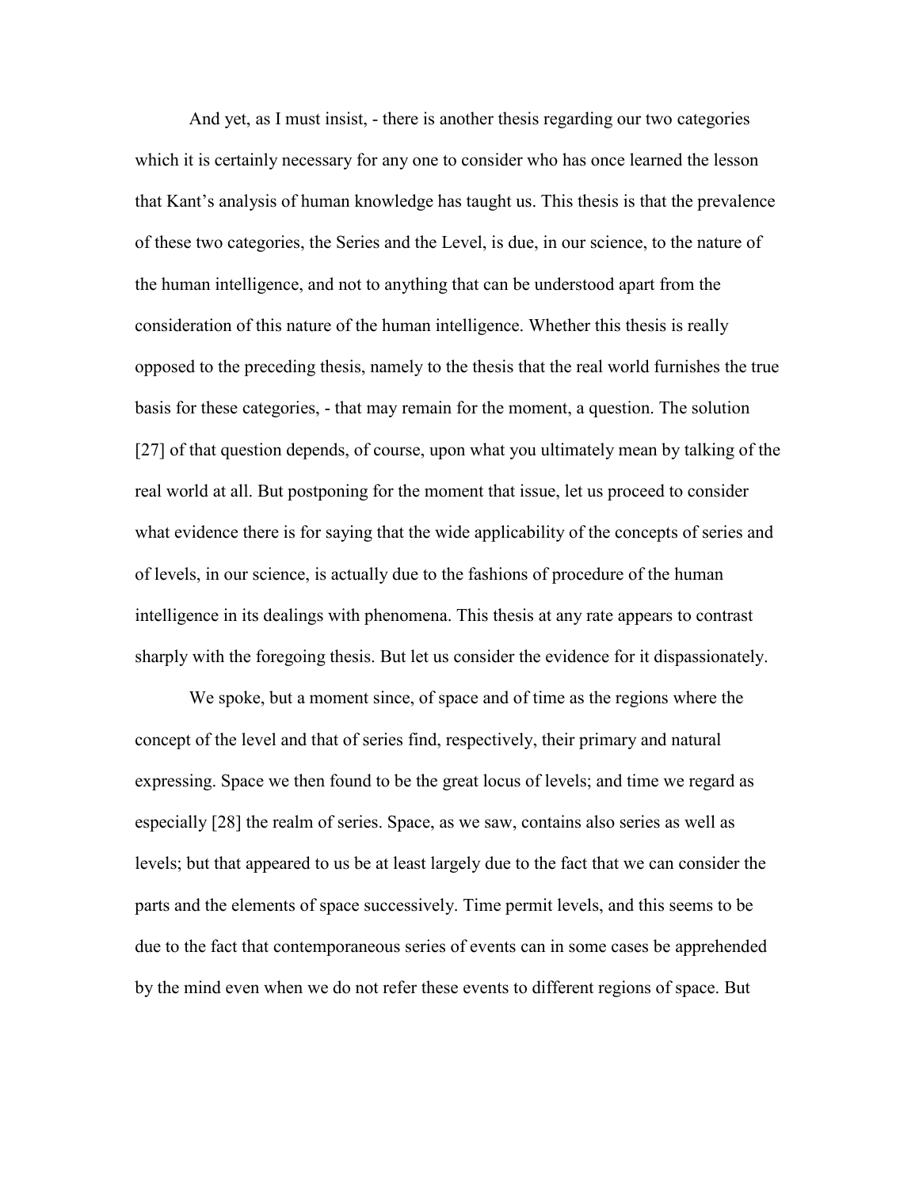And yet, as I must insist, - there is another thesis regarding our two categories which it is certainly necessary for any one to consider who has once learned the lesson that Kant's analysis of human knowledge has taught us. This thesis is that the prevalence of these two categories, the Series and the Level, is due, in our science, to the nature of the human intelligence, and not to anything that can be understood apart from the consideration of this nature of the human intelligence. Whether this thesis is really opposed to the preceding thesis, namely to the thesis that the real world furnishes the true basis for these categories, - that may remain for the moment, a question. The solution [27] of that question depends, of course, upon what you ultimately mean by talking of the real world at all. But postponing for the moment that issue, let us proceed to consider what evidence there is for saying that the wide applicability of the concepts of series and of levels, in our science, is actually due to the fashions of procedure of the human intelligence in its dealings with phenomena. This thesis at any rate appears to contrast sharply with the foregoing thesis. But let us consider the evidence for it dispassionately.

We spoke, but a moment since, of space and of time as the regions where the concept of the level and that of series find, respectively, their primary and natural expressing. Space we then found to be the great locus of levels; and time we regard as especially [28] the realm of series. Space, as we saw, contains also series as well as levels; but that appeared to us be at least largely due to the fact that we can consider the parts and the elements of space successively. Time permit levels, and this seems to be due to the fact that contemporaneous series of events can in some cases be apprehended by the mind even when we do not refer these events to different regions of space. But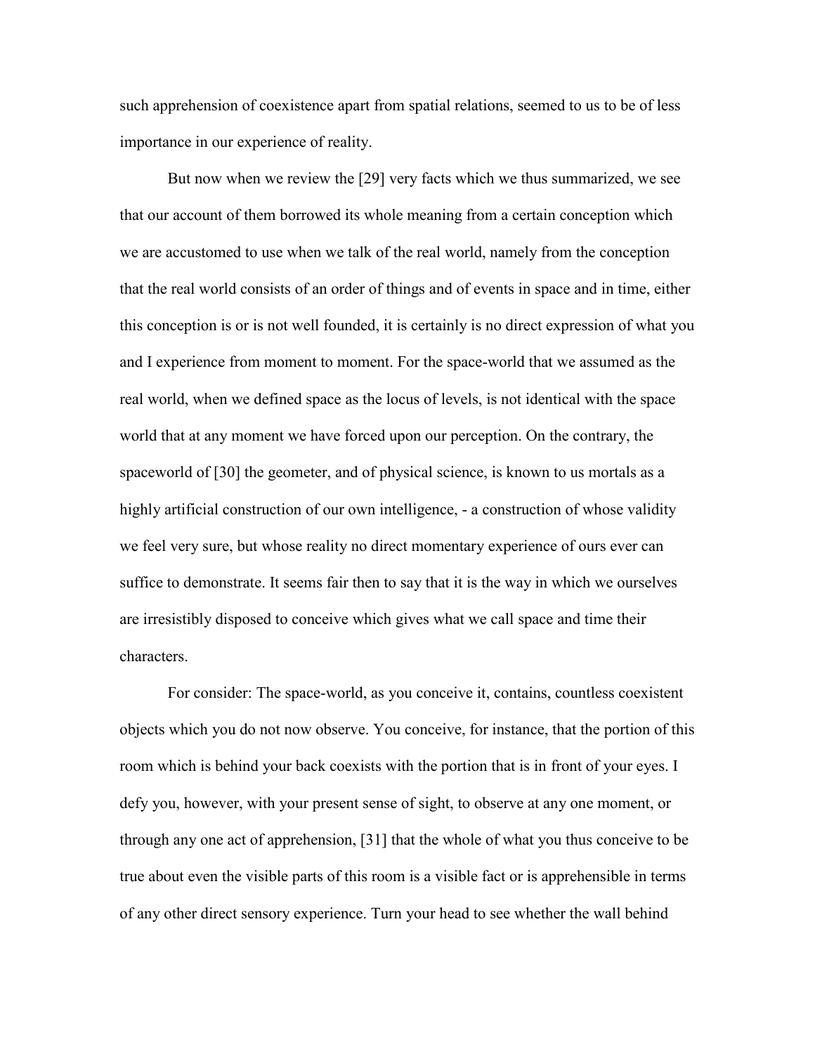such apprehension of coexistence apart from spatial relations, seemed to us to be of less importance in our experience of reality.

But now when we review the [29] very facts which we thus summarized, we see that our account of them borrowed its whole meaning from a certain conception which we are accustomed to use when we talk of the real world, namely from the conception that the real world consists of an order of things and of events in space and in time, either this conception is or is not well founded, it is certainly is no direct expression of what you and I experience from moment to moment. For the space-world that we assumed as the real world, when we defined space as the locus of levels, is not identical with the space world that at any moment we have forced upon our perception. On the contrary, the spaceworld of [30] the geometer, and of physical science, is known to us mortals as a highly artificial construction of our own intelligence, - a construction of whose validity we feel very sure, but whose reality no direct momentary experience of ours ever can suffice to demonstrate. It seems fair then to say that it is the way in which we ourselves are irresistibly disposed to conceive which gives what we call space and time their characters.

For consider: The space-world, as you conceive it, contains, countless coexistent objects which you do not now observe. You conceive, for instance, that the portion of this room which is behind your back coexists with the portion that is in front of your eyes. I defy you, however, with your present sense of sight, to observe at any one moment, or through any one act of apprehension, [31] that the whole of what you thus conceive to be true about even the visible parts of this room is a visible fact or is apprehensible in terms of any other direct sensory experience. Turn your head to see whether the wall behind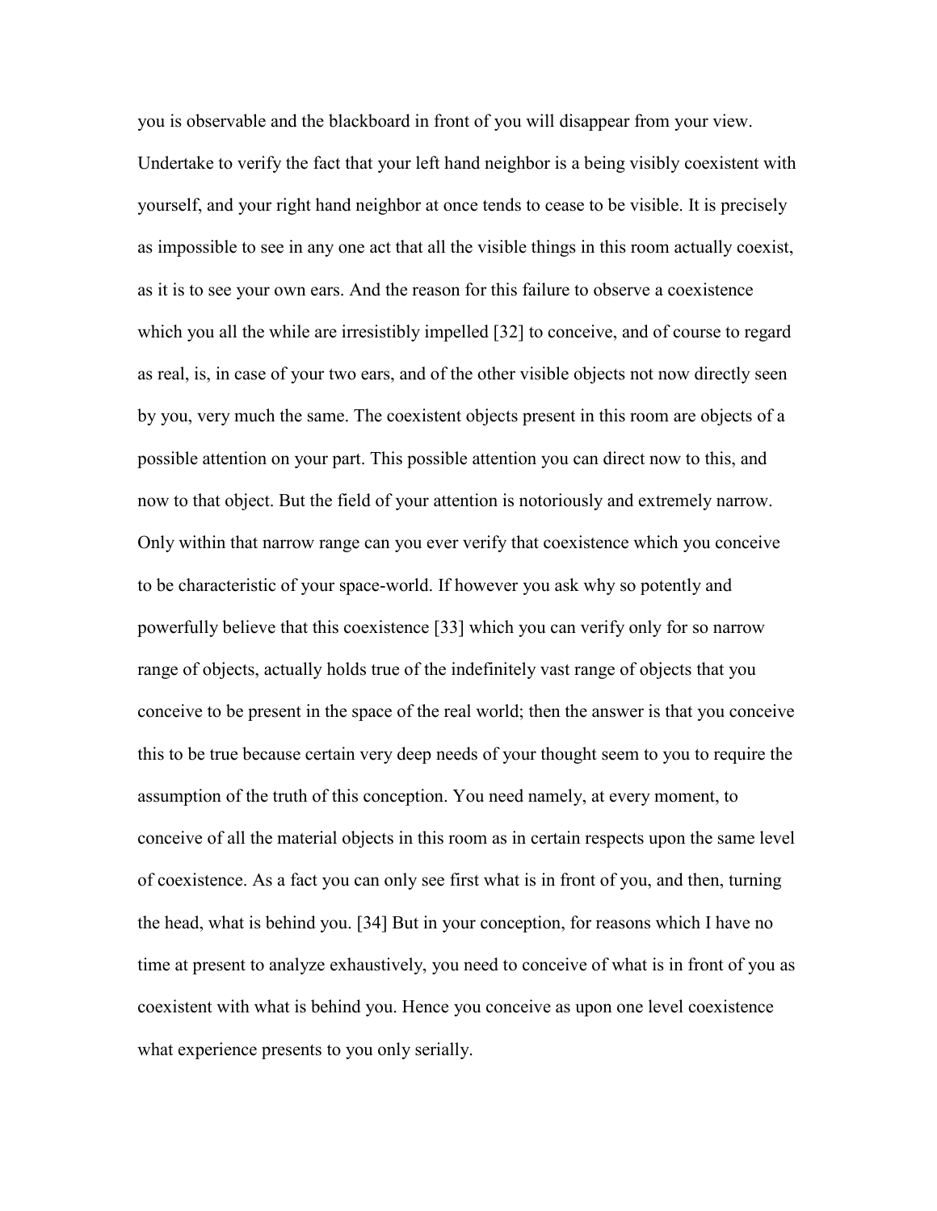you is observable and the blackboard in front of you will disappear from your view. Undertake to verify the fact that your left hand neighbor is a being visibly coexistent with yourself, and your right hand neighbor at once tends to cease to be visible. It is precisely as impossible to see in any one act that all the visible things in this room actually coexist, as it is to see your own ears. And the reason for this failure to observe a coexistence which you all the while are irresistibly impelled [32] to conceive, and of course to regard as real, is, in case of your two ears, and of the other visible objects not now directly seen by you, very much the same. The coexistent objects present in this room are objects of a possible attention on your part. This possible attention you can direct now to this, and now to that object. But the field of your attention is notoriously and extremely narrow. Only within that narrow range can you ever verify that coexistence which you conceive to be characteristic of your space-world. If however you ask why so potently and powerfully believe that this coexistence [33] which you can verify only for so narrow range of objects, actually holds true of the indefinitely vast range of objects that you conceive to be present in the space of the real world; then the answer is that you conceive this to be true because certain very deep needs of your thought seem to you to require the assumption of the truth of this conception. You need namely, at every moment, to conceive of all the material objects in this room as in certain respects upon the same level of coexistence. As a fact you can only see first what is in front of you, and then, turning the head, what is behind you. [34] But in your conception, for reasons which I have no time at present to analyze exhaustively, you need to conceive of what is in front of you as coexistent with what is behind you. Hence you conceive as upon one level coexistence what experience presents to you only serially.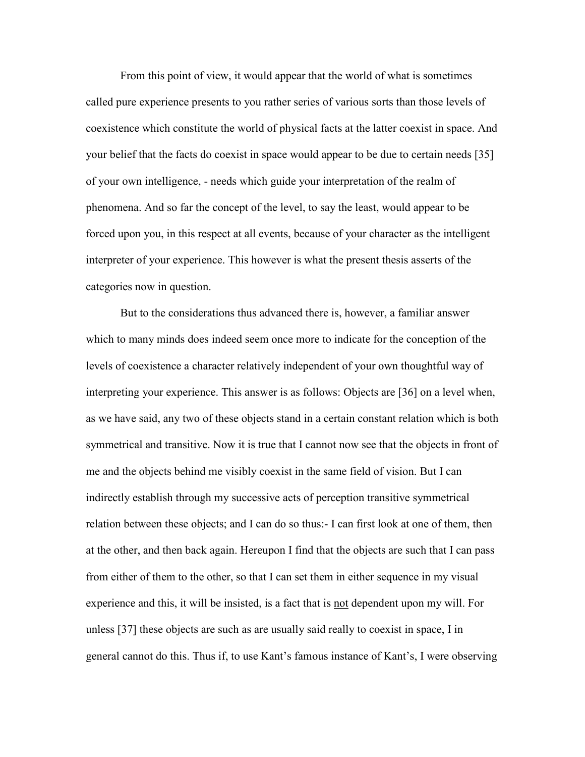From this point of view, it would appear that the world of what is sometimes called pure experience presents to you rather series of various sorts than those levels of coexistence which constitute the world of physical facts at the latter coexist in space. And your belief that the facts do coexist in space would appear to be due to certain needs [35] of your own intelligence, - needs which guide your interpretation of the realm of phenomena. And so far the concept of the level, to say the least, would appear to be forced upon you, in this respect at all events, because of your character as the intelligent interpreter of your experience. This however is what the present thesis asserts of the categories now in question.

But to the considerations thus advanced there is, however, a familiar answer which to many minds does indeed seem once more to indicate for the conception of the levels of coexistence a character relatively independent of your own thoughtful way of interpreting your experience. This answer is as follows: Objects are [36] on a level when, as we have said, any two of these objects stand in a certain constant relation which is both symmetrical and transitive. Now it is true that I cannot now see that the objects in front of me and the objects behind me visibly coexist in the same field of vision. But I can indirectly establish through my successive acts of perception transitive symmetrical relation between these objects; and I can do so thus:- I can first look at one of them, then at the other, and then back again. Hereupon I find that the objects are such that I can pass from either of them to the other, so that I can set them in either sequence in my visual experience and this, it will be insisted, is a fact that is <u>not</u> dependent upon my will. For unless [37] these objects are such as are usually said really to coexist in space, I in general cannot do this. Thus if, to use Kant's famous instance of Kant's, I were observing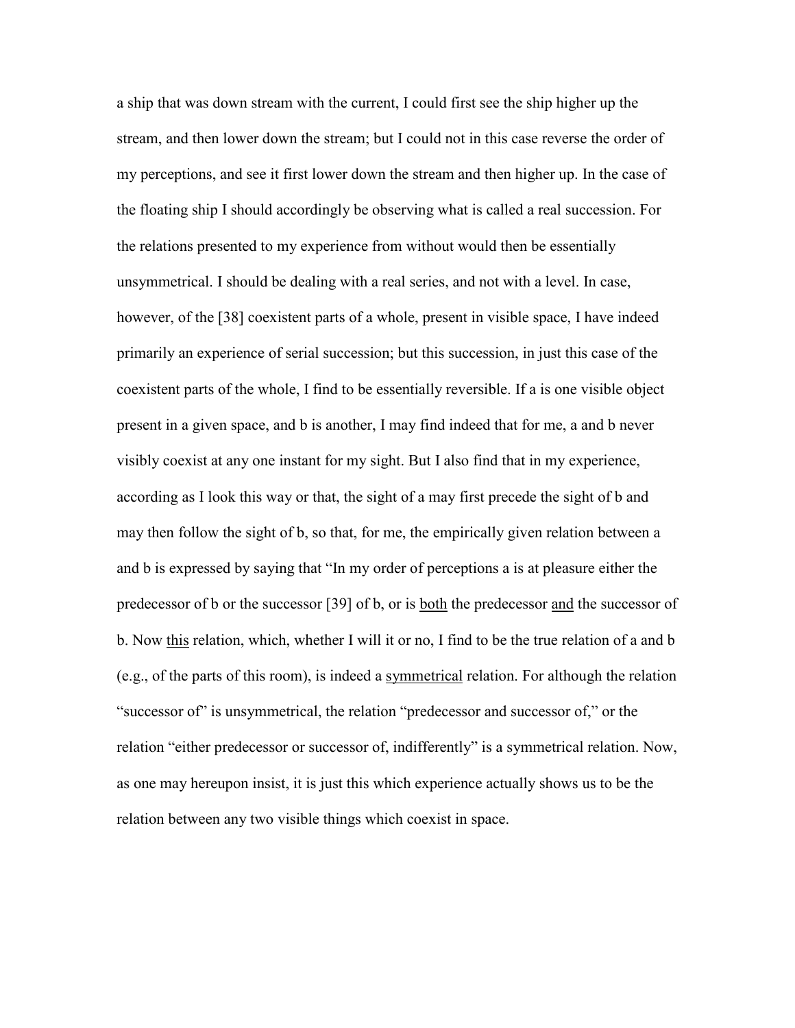a ship that was down stream with the current, I could first see the ship higher up the stream, and then lower down the stream; but I could not in this case reverse the order of my perceptions, and see it first lower down the stream and then higher up. In the case of the floating ship I should accordingly be observing what is called a real succession. For the relations presented to my experience from without would then be essentially unsymmetrical. I should be dealing with a real series, and not with a level. In case, however, of the [38] coexistent parts of a whole, present in visible space, I have indeed primarily an experience of serial succession; but this succession, in just this case of the coexistent parts of the whole, I find to be essentially reversible. If a is one visible object present in a given space, and b is another, I may find indeed that for me, a and b never visibly coexist at any one instant for my sight. But I also find that in my experience, according as I look this way or that, the sight of a may first precede the sight of b and may then follow the sight of b, so that, for me, the empirically given relation between a and b is expressed by saying that "In my order of perceptions a is at pleasure either the predecessor of b or the successor [39] of b, or is <u>both</u> the predecessor <u>and</u> the successor of b. Now <u>this</u> relation, which, whether I will it or no, I find to be the true relation of a and b (e.g., of the parts of this room), is indeed a <u>symmetrical</u> relation. For although the relation "successor of" is unsymmetrical, the relation "predecessor and successor of," or the relation "either predecessor or successor of, indifferently" is a symmetrical relation. Now, as one may hereupon insist, it is just this which experience actually shows us to be the relation between any two visible things which coexist in space.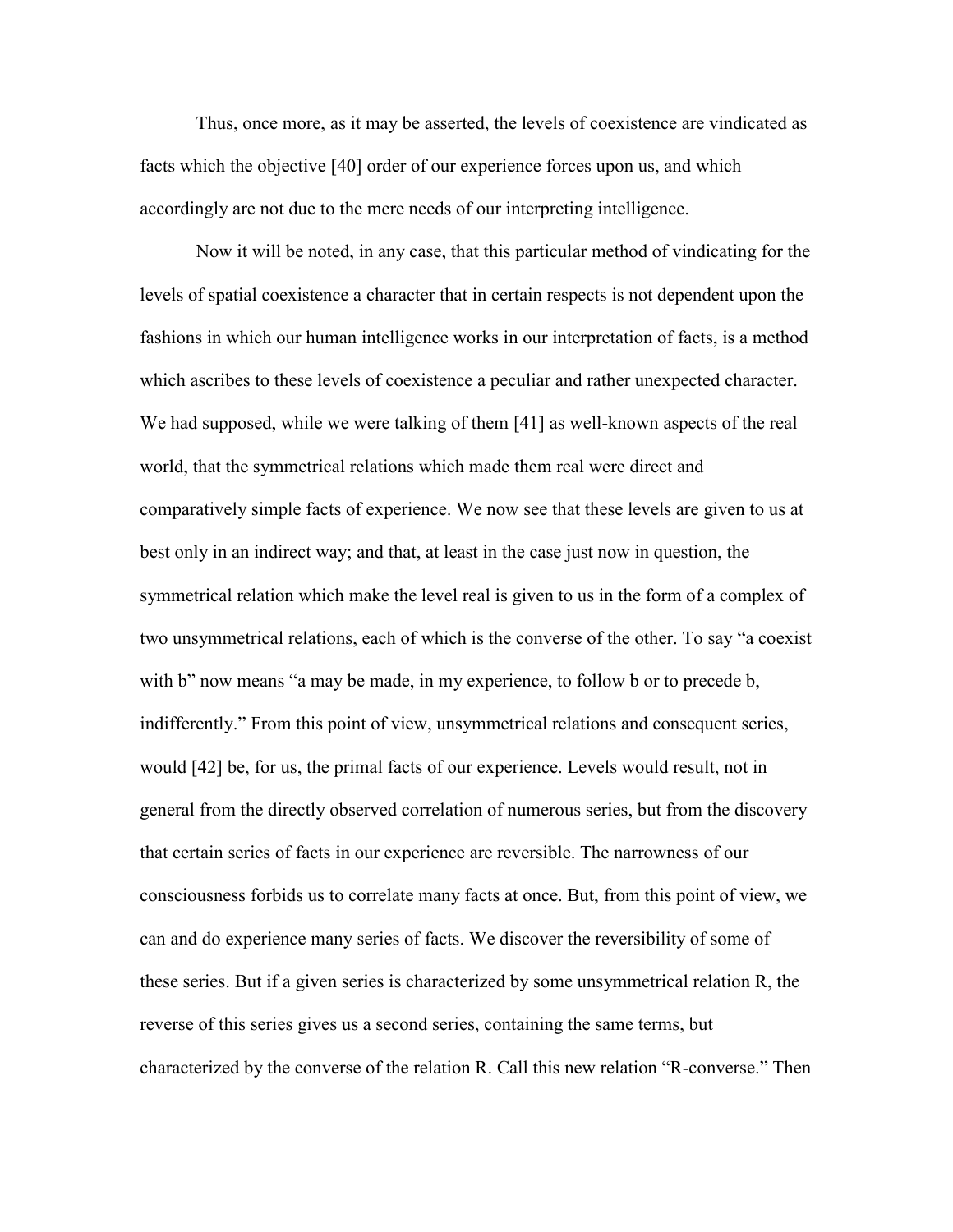Thus, once more, as it may be asserted, the levels of coexistence are vindicated as facts which the objective [40] order of our experience forces upon us, and which accordingly are not due to the mere needs of our interpreting intelligence.

Now it will be noted, in any case, that this particular method of vindicating for the levels of spatial coexistence a character that in certain respects is not dependent upon the fashions in which our human intelligence works in our interpretation of facts, is a method which ascribes to these levels of coexistence a peculiar and rather unexpected character. We had supposed, while we were talking of them [41] as well-known aspects of the real world, that the symmetrical relations which made them real were direct and comparatively simple facts of experience. We now see that these levels are given to us at best only in an indirect way; and that, at least in the case just now in question, the symmetrical relation which make the level real is given to us in the form of a complex of two unsymmetrical relations, each of which is the converse of the other. To say "a coexist with b" now means "a may be made, in my experience, to follow b or to precede b, indifferently." From this point of view, unsymmetrical relations and consequent series, would [42] be, for us, the primal facts of our experience. Levels would result, not in general from the directly observed correlation of numerous series, but from the discovery that certain series of facts in our experience are reversible. The narrowness of our consciousness forbids us to correlate many facts at once. But, from this point of view, we can and do experience many series of facts. We discover the reversibility of some of these series. But if a given series is characterized by some unsymmetrical relation R, the reverse of this series gives us a second series, containing the same terms, but characterized by the converse of the relation R. Call this new relation "R-converse." Then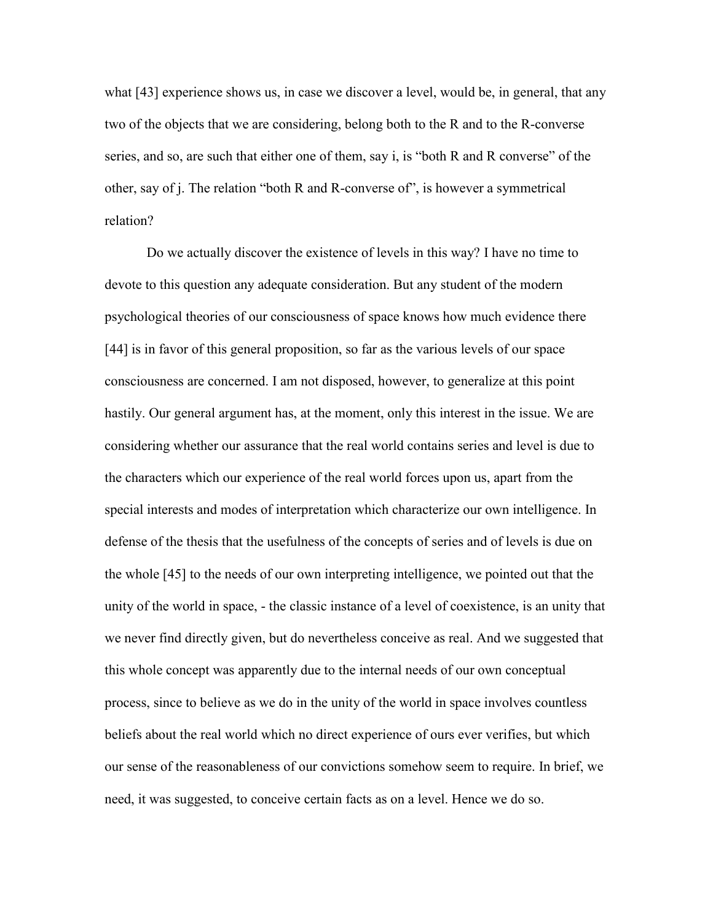what [43] experience shows us, in case we discover a level, would be, in general, that any two of the objects that we are considering, belong both to the R and to the R-converse series, and so, are such that either one of them, say i, is "both R and R converse" of the other, say of j. The relation "both R and R-converse of", is however a symmetrical relation?

Do we actually discover the existence of levels in this way? I have no time to devote to this question any adequate consideration. But any student of the modern psychological theories of our consciousness of space knows how much evidence there [44] is in favor of this general proposition, so far as the various levels of our space consciousness are concerned. I am not disposed, however, to generalize at this point hastily. Our general argument has, at the moment, only this interest in the issue. We are considering whether our assurance that the real world contains series and level is due to the characters which our experience of the real world forces upon us, apart from the special interests and modes of interpretation which characterize our own intelligence. In defense of the thesis that the usefulness of the concepts of series and of levels is due on the whole [45] to the needs of our own interpreting intelligence, we pointed out that the unity of the world in space, - the classic instance of a level of coexistence, is an unity that we never find directly given, but do nevertheless conceive as real. And we suggested that this whole concept was apparently due to the internal needs of our own conceptual process, since to believe as we do in the unity of the world in space involves countless beliefs about the real world which no direct experience of ours ever verifies, but which our sense of the reasonableness of our convictions somehow seem to require. In brief, we need, it was suggested, to conceive certain facts as on a level. Hence we do so.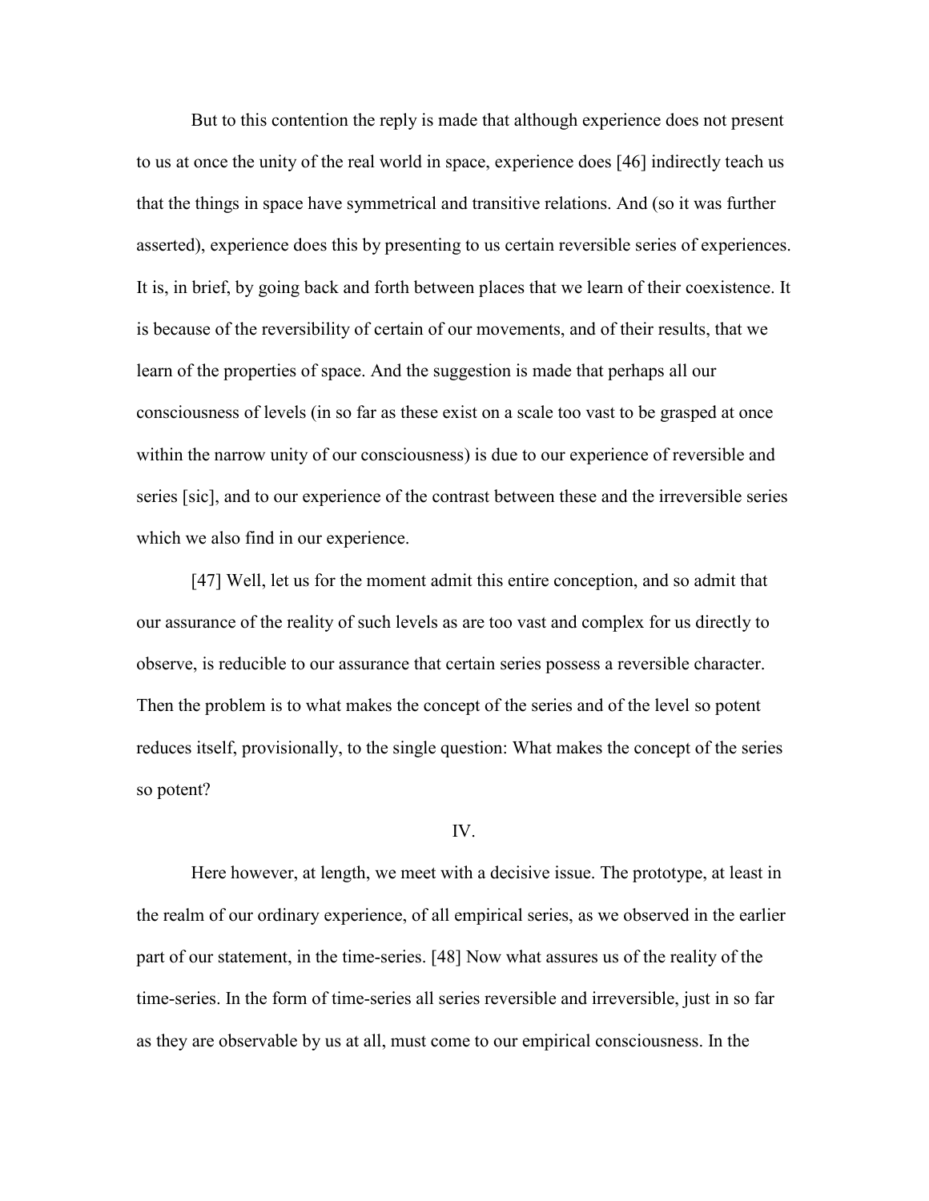But to this contention the reply is made that although experience does not present to us at once the unity of the real world in space, experience does [46] indirectly teach us that the things in space have symmetrical and transitive relations. And (so it was further asserted), experience does this by presenting to us certain reversible series of experiences. It is, in brief, by going back and forth between places that we learn of their coexistence. It is because of the reversibility of certain of our movements, and of their results, that we learn of the properties of space. And the suggestion is made that perhaps all our consciousness of levels (in so far as these exist on a scale too vast to be grasped at once within the narrow unity of our consciousness) is due to our experience of reversible and series [sic], and to our experience of the contrast between these and the irreversible series which we also find in our experience.

[47] Well, let us for the moment admit this entire conception, and so admit that our assurance of the reality of such levels as are too vast and complex for us directly to observe, is reducible to our assurance that certain series possess a reversible character. Then the problem is to what makes the concept of the series and of the level so potent reduces itself, provisionally, to the single question: What makes the concept of the series so potent?

## IV.

Here however, at length, we meet with a decisive issue. The prototype, at least in the realm of our ordinary experience, of all empirical series, as we observed in the earlier part of our statement, in the time-series. [48] Now what assures us of the reality of the time-series. In the form of time-series all series reversible and irreversible, just in so far as they are observable by us at all, must come to our empirical consciousness. In the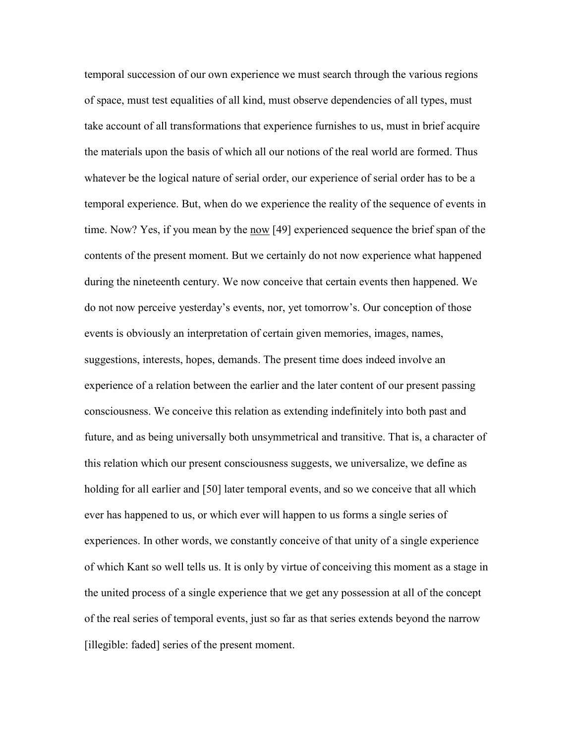temporal succession of our own experience we must search through the various regions of space, must test equalities of all kind, must observe dependencies of all types, must take account of all transformations that experience furnishes to us, must in brief acquire the materials upon the basis of which all our notions of the real world are formed. Thus whatever be the logical nature of serial order, our experience of serial order has to be a temporal experience. But, when do we experience the reality of the sequence of events in time. Now? Yes, if you mean by the now [49] experienced sequence the brief span of the contents of the present moment. But we certainly do not now experience what happened during the nineteenth century. We now conceive that certain events then happened. We do not now perceive yesterday's events, nor, yet tomorrow's. Our conception of those events is obviously an interpretation of certain given memories, images, names, suggestions, interests, hopes, demands. The present time does indeed involve an experience of a relation between the earlier and the later content of our present passing consciousness. We conceive this relation as extending indefinitely into both past and future, and as being universally both unsymmetrical and transitive. That is, a character of this relation which our present consciousness suggests, we universalize, we define as holding for all earlier and [50] later temporal events, and so we conceive that all which ever has happened to us, or which ever will happen to us forms a single series of experiences. In other words, we constantly conceive of that unity of a single experience of which Kant so well tells us. It is only by virtue of conceiving this moment as a stage in the united process of a single experience that we get any possession at all of the concept of the real series of temporal events, just so far as that series extends beyond the narrow [illegible: faded] series of the present moment.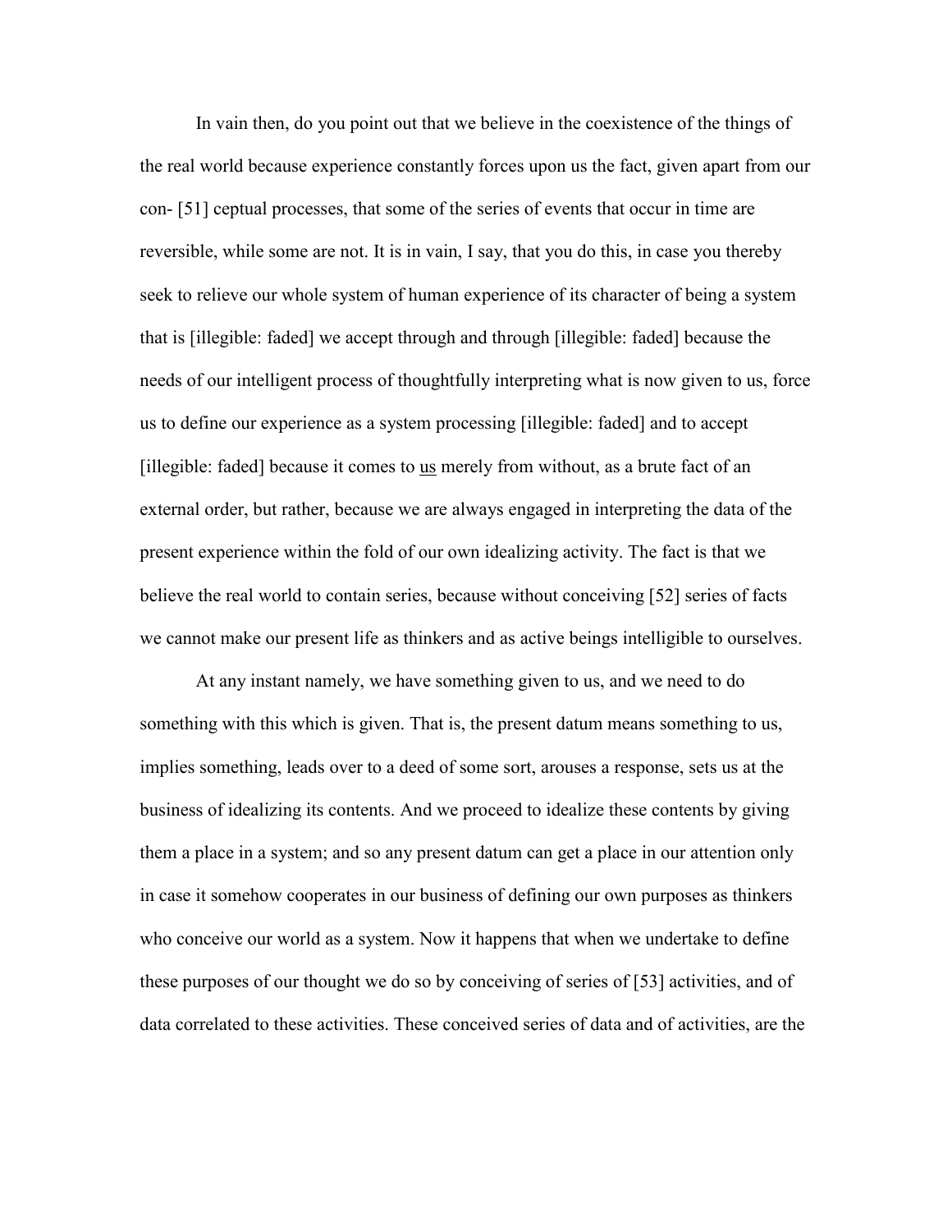In vain then, do you point out that we believe in the coexistence of the things of the real world because experience constantly forces upon us the fact, given apart from our con- [51] ceptual processes, that some of the series of events that occur in time are reversible, while some are not. It is in vain, I say, that you do this, in case you thereby seek to relieve our whole system of human experience of its character of being a system that is [illegible: faded] we accept through and through [illegible: faded] because the needs of our intelligent process of thoughtfully interpreting what is now given to us, force us to define our experience as a system processing [illegible: faded] and to accept [illegible: faded] because it comes to <u>us</u> merely from without, as a brute fact of an external order, but rather, because we are always engaged in interpreting the data of the present experience within the fold of our own idealizing activity. The fact is that we believe the real world to contain series, because without conceiving [52] series of facts we cannot make our present life as thinkers and as active beings intelligible to ourselves.

At any instant namely, we have something given to us, and we need to do something with this which is given. That is, the present datum means something to us, implies something, leads over to a deed of some sort, arouses a response, sets us at the business of idealizing its contents. And we proceed to idealize these contents by giving them a place in a system; and so any present datum can get a place in our attention only in case it somehow cooperates in our business of defining our own purposes as thinkers who conceive our world as a system. Now it happens that when we undertake to define these purposes of our thought we do so by conceiving of series of [53] activities, and of data correlated to these activities. These conceived series of data and of activities, are the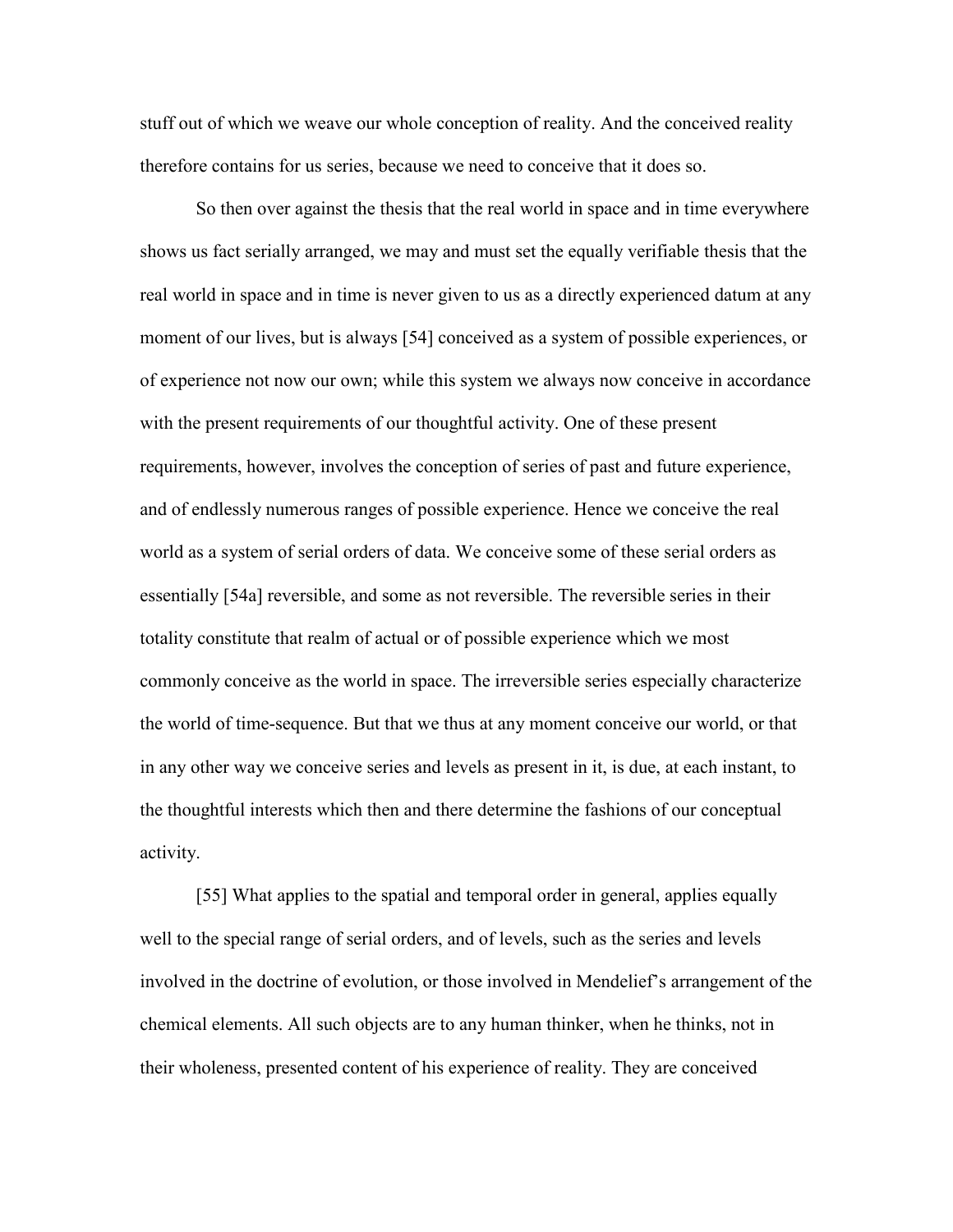stuff out of which we weave our whole conception of reality. And the conceived reality therefore contains for us series, because we need to conceive that it does so.

So then over against the thesis that the real world in space and in time everywhere shows us fact serially arranged, we may and must set the equally verifiable thesis that the real world in space and in time is never given to us as a directly experienced datum at any moment of our lives, but is always [54] conceived as a system of possible experiences, or of experience not now our own; while this system we always now conceive in accordance with the present requirements of our thoughtful activity. One of these present requirements, however, involves the conception of series of past and future experience, and of endlessly numerous ranges of possible experience. Hence we conceive the real world as a system of serial orders of data. We conceive some of these serial orders as essentially [54a] reversible, and some as not reversible. The reversible series in their totality constitute that realm of actual or of possible experience which we most commonly conceive as the world in space. The irreversible series especially characterize the world of time-sequence. But that we thus at any moment conceive our world, or that in any other way we conceive series and levels as present in it, is due, at each instant, to the thoughtful interests which then and there determine the fashions of our conceptual activity.

[55] What applies to the spatial and temporal order in general, applies equally well to the special range of serial orders, and of levels, such as the series and levels involved in the doctrine of evolution, or those involved in Mendelief's arrangement of the chemical elements. All such objects are to any human thinker, when he thinks, not in their wholeness, presented content of his experience of reality. They are conceived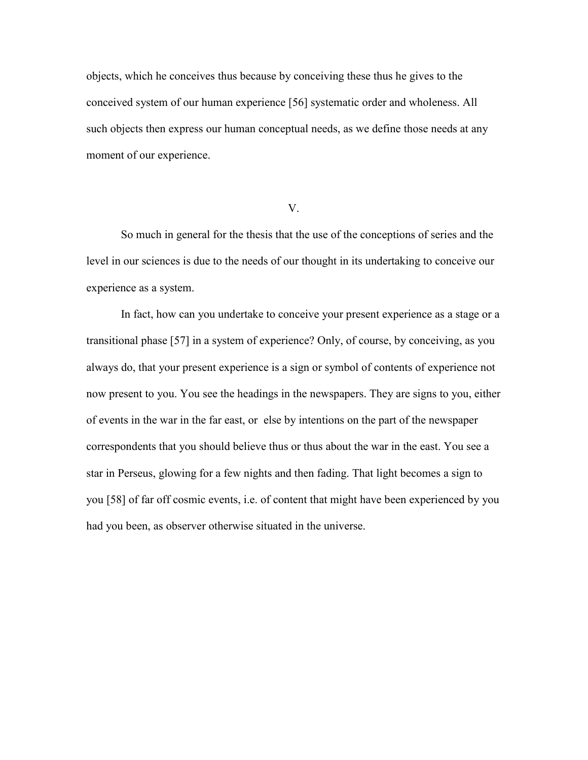objects, which he conceives thus because by conceiving these thus he gives to the conceived system of our human experience [56] systematic order and wholeness. All such objects then express our human conceptual needs, as we define those needs at any moment of our experience.

## V.

So much in general for the thesis that the use of the conceptions of series and the level in our sciences is due to the needs of our thought in its undertaking to conceive our experience as a system.

In fact, how can you undertake to conceive your present experience as a stage or a transitional phase [57] in a system of experience? Only, of course, by conceiving, as you always do, that your present experience is a sign or symbol of contents of experience not now present to you. You see the headings in the newspapers. They are signs to you, either of events in the war in the far east, or else by intentions on the part of the newspaper correspondents that you should believe thus or thus about the war in the east. You see a star in Perseus, glowing for a few nights and then fading. That light becomes a sign to you [58] of far off cosmic events, i.e. of content that might have been experienced by you had you been, as observer otherwise situated in the universe.